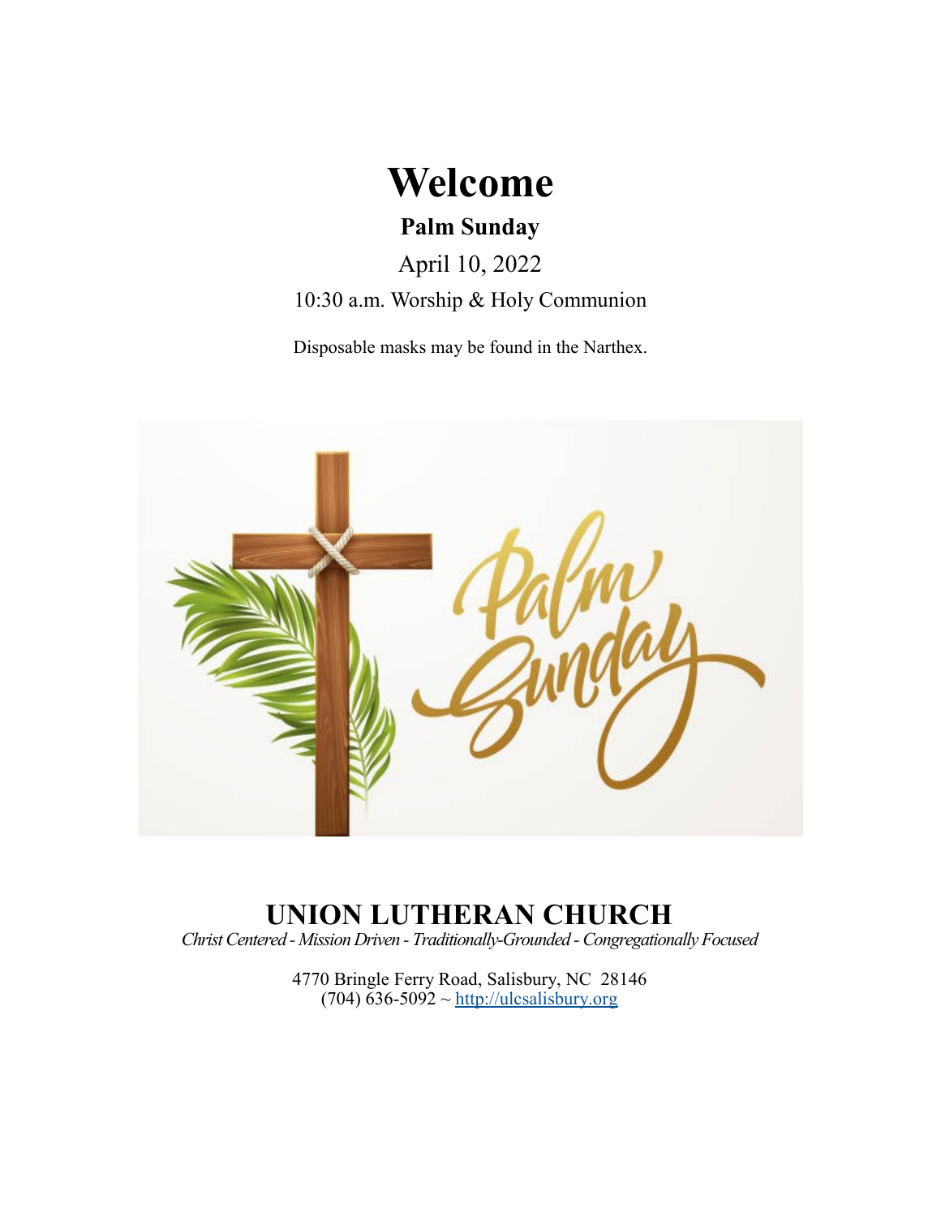# Welcome

## Palm Sunday

April 10, 2022

10:30 a.m. Worship & Holy Communion

Disposable masks may be found in the Narthex.

# UNION LUTHERAN CHURCH

*Christ Centered - Mission Driven - Traditionally-Grounded - Congregationally Focused*

4770 Bringle Ferry Road, Salisbury, NC 28146
(704) 636-5092 ~ http://ulcsalisbury.org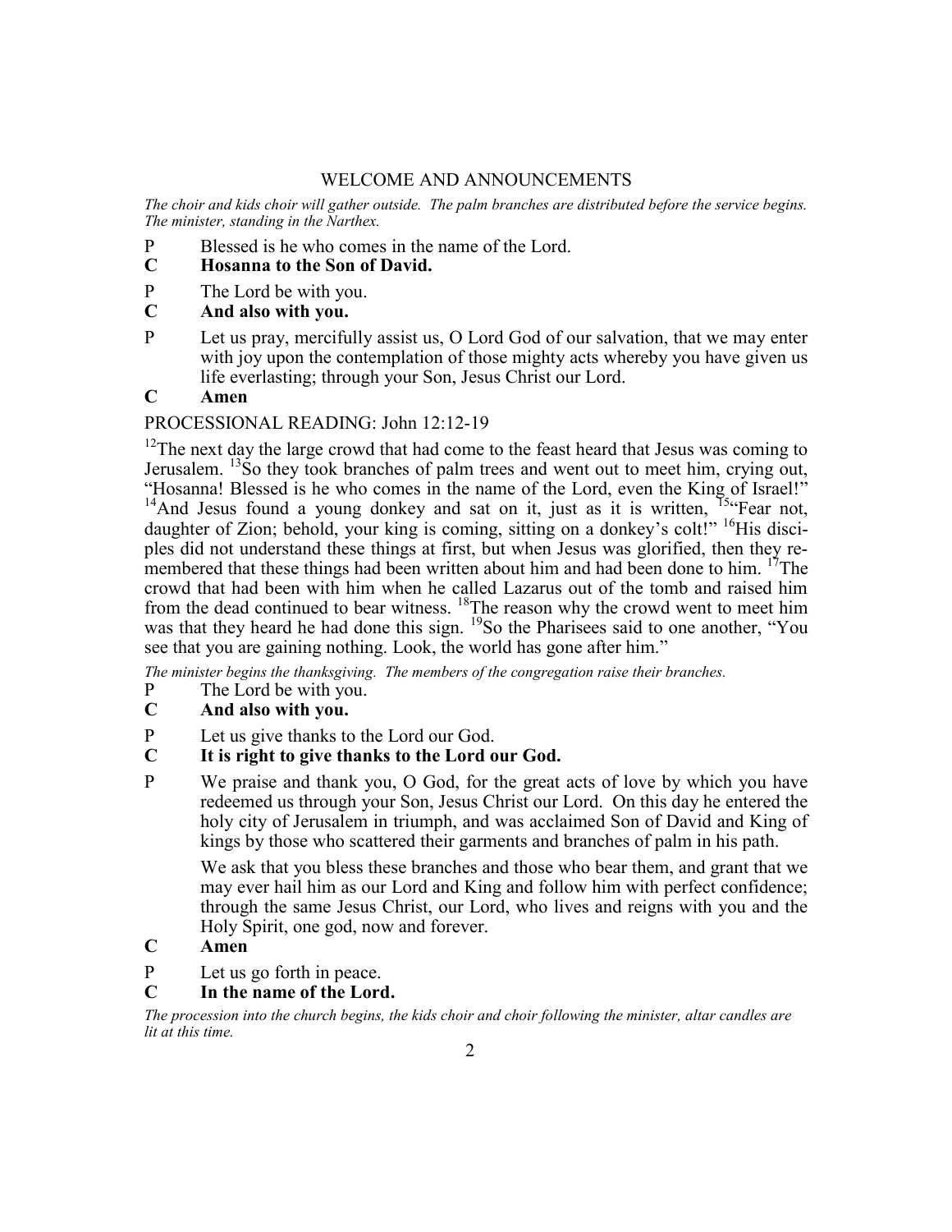## WELCOME AND ANNOUNCEMENTS

*The choir and kids choir will gather outside. The palm branches are distributed before the service begins. The minister, standing in the Narthex.*

P Blessed is he who comes in the name of the Lord.

**C Hosanna to the Son of David.**

P The Lord be with you.

**C And also with you.**

P Let us pray, mercifully assist us, O Lord God of our salvation, that we may enter with joy upon the contemplation of those mighty acts whereby you have given us life everlasting; through your Son, Jesus Christ our Lord.

**C Amen**

PROCESSIONAL READING: John 12:12-19

[12]The next day the large crowd that had come to the feast heard that Jesus was coming to Jerusalem. [13]So they took branches of palm trees and went out to meet him, crying out, "Hosanna! Blessed is he who comes in the name of the Lord, even the King of Israel!" [14]And Jesus found a young donkey and sat on it, just as it is written, [15]"Fear not, daughter of Zion; behold, your king is coming, sitting on a donkey's colt!" [16]His disciples did not understand these things at first, but when Jesus was glorified, then they remembered that these things had been written about him and had been done to him. [17]The crowd that had been with him when he called Lazarus out of the tomb and raised him from the dead continued to bear witness. [18]The reason why the crowd went to meet him was that they heard he had done this sign. [19]So the Pharisees said to one another, "You see that you are gaining nothing. Look, the world has gone after him."

*The minister begins the thanksgiving. The members of the congregation raise their branches.*

P The Lord be with you.

**C And also with you.**

P Let us give thanks to the Lord our God.

**C It is right to give thanks to the Lord our God.**

P We praise and thank you, O God, for the great acts of love by which you have redeemed us through your Son, Jesus Christ our Lord. On this day he entered the holy city of Jerusalem in triumph, and was acclaimed Son of David and King of kings by those who scattered their garments and branches of palm in his path.

We ask that you bless these branches and those who bear them, and grant that we may ever hail him as our Lord and King and follow him with perfect confidence; through the same Jesus Christ, our Lord, who lives and reigns with you and the Holy Spirit, one god, now and forever.

**C Amen**

P Let us go forth in peace.

**C In the name of the Lord.**

*The procession into the church begins, the kids choir and choir following the minister, altar candles are lit at this time.*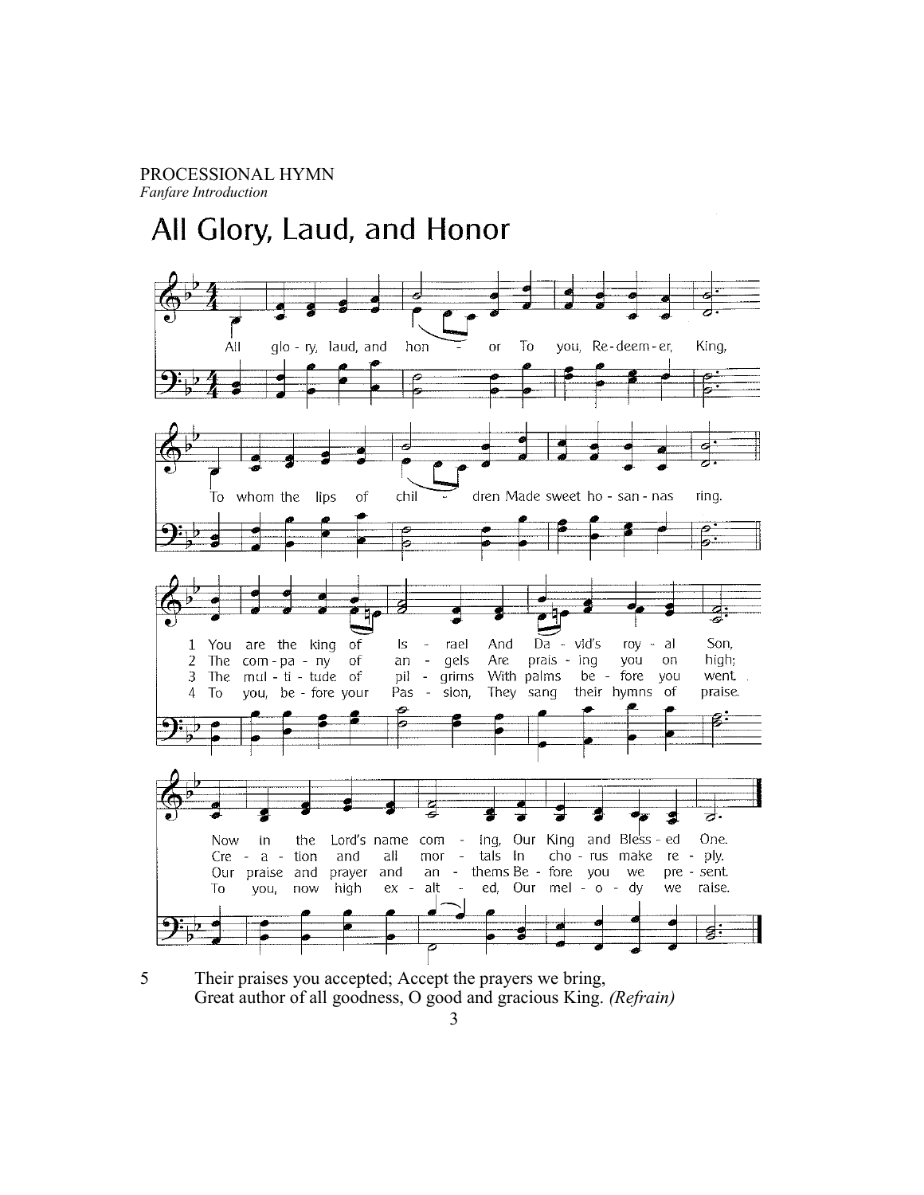PROCESSIONAL HYMN
*Fanfare Introduction*

# All Glory, Laud, and Honor

All glo - ry, laud, and hon - or To you, Re - deem - er, King,
To whom the lips of chil - dren Made sweet ho - san - nas ring.

1 You are the king of Is - rael And Da - vid's roy - al Son,
Now in the Lord's name com - ing, Our King and Bless - ed One.

2 The com - pa - ny of an - gels Are prais - ing you on high;
Cre - a - tion and all mor - tals In cho - rus make re - ply.

3 The mul - ti - tude of pil - grims With palms be - fore you went.
Our praise and prayer and an - thems Be - fore you we pre - sent.

4 To you, be - fore your Pas - sion, They sang their hymns of praise.
To you, now high ex - alt - ed, Our mel - o - dy we raise.

5 Their praises you accepted; Accept the prayers we bring,
Great author of all goodness, O good and gracious King. *(Refrain)*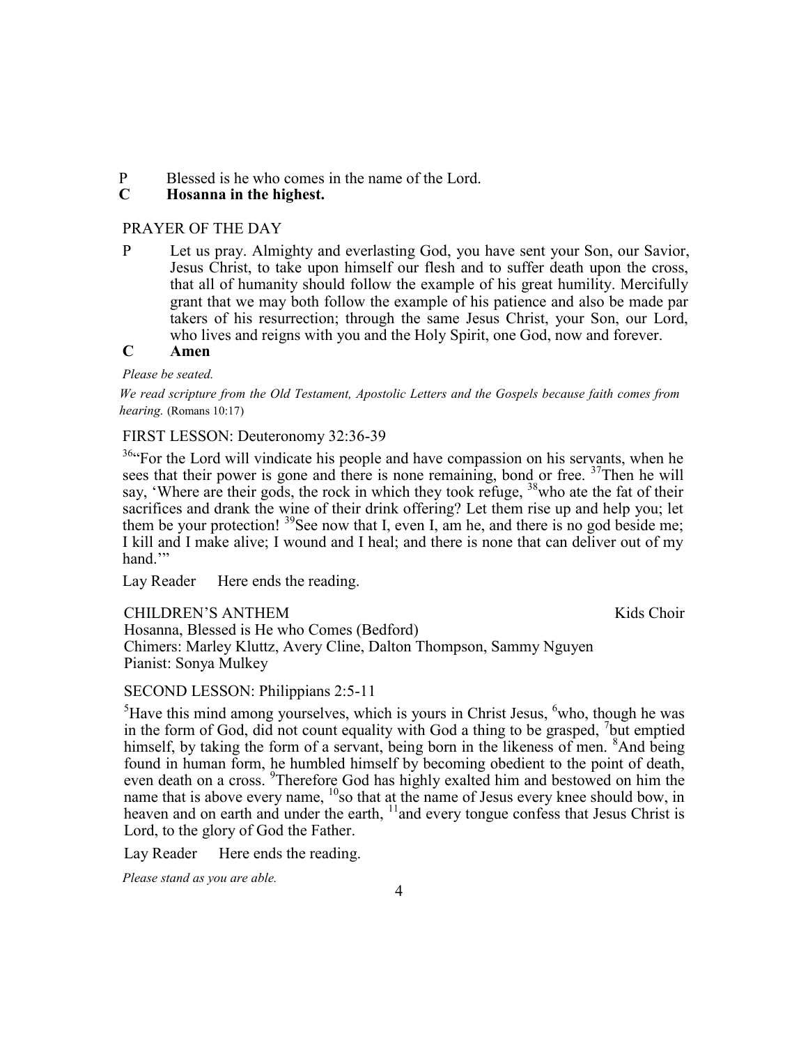P Blessed is he who comes in the name of the Lord.
**C Hosanna in the highest.**

PRAYER OF THE DAY

P Let us pray. Almighty and everlasting God, you have sent your Son, our Savior, Jesus Christ, to take upon himself our flesh and to suffer death upon the cross, that all of humanity should follow the example of his great humility. Mercifully grant that we may both follow the example of his patience and also be made par takers of his resurrection; through the same Jesus Christ, your Son, our Lord, who lives and reigns with you and the Holy Spirit, one God, now and forever.
**C Amen**

*Please be seated.*

*We read scripture from the Old Testament, Apostolic Letters and the Gospels because faith comes from hearing.* (Romans 10:17)

FIRST LESSON: Deuteronomy 32:36-39

[36]"For the Lord will vindicate his people and have compassion on his servants, when he sees that their power is gone and there is none remaining, bond or free. [37]Then he will say, 'Where are their gods, the rock in which they took refuge, [38]who ate the fat of their sacrifices and drank the wine of their drink offering? Let them rise up and help you; let them be your protection! [39]See now that I, even I, am he, and there is no god beside me; I kill and I make alive; I wound and I heal; and there is none that can deliver out of my hand.'"

Lay Reader Here ends the reading.

CHILDREN'S ANTHEM Kids Choir
Hosanna, Blessed is He who Comes (Bedford)
Chimers: Marley Kluttz, Avery Cline, Dalton Thompson, Sammy Nguyen
Pianist: Sonya Mulkey

SECOND LESSON: Philippians 2:5-11

[5]Have this mind among yourselves, which is yours in Christ Jesus, [6]who, though he was in the form of God, did not count equality with God a thing to be grasped, [7]but emptied himself, by taking the form of a servant, being born in the likeness of men. [8]And being found in human form, he humbled himself by becoming obedient to the point of death, even death on a cross. [9]Therefore God has highly exalted him and bestowed on him the name that is above every name, [10]so that at the name of Jesus every knee should bow, in heaven and on earth and under the earth, [11]and every tongue confess that Jesus Christ is Lord, to the glory of God the Father.

Lay Reader Here ends the reading.

*Please stand as you are able.*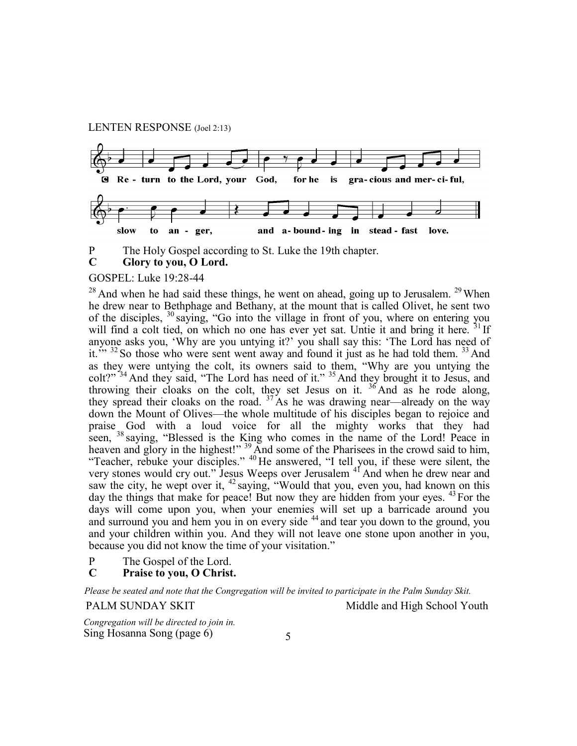LENTEN RESPONSE (Joel 2:13)

**C Return to the Lord, your God, for he is gracious and merciful, slow to anger, and abounding in steadfast love.**

P The Holy Gospel according to St. Luke the 19th chapter.
**C Glory to you, O Lord.**

GOSPEL: Luke 19:28-44

[28] And when he had said these things, he went on ahead, going up to Jerusalem. [29] When he drew near to Bethphage and Bethany, at the mount that is called Olivet, he sent two of the disciples, [30] saying, "Go into the village in front of you, where on entering you will find a colt tied, on which no one has ever yet sat. Untie it and bring it here. [31] If anyone asks you, 'Why are you untying it?' you shall say this: 'The Lord has need of it.'" [32] So those who were sent went away and found it just as he had told them. [33] And as they were untying the colt, its owners said to them, "Why are you untying the colt?" [34] And they said, "The Lord has need of it." [35] And they brought it to Jesus, and throwing their cloaks on the colt, they set Jesus on it. [36] And as he rode along, they spread their cloaks on the road. [37] As he was drawing near—already on the way down the Mount of Olives—the whole multitude of his disciples began to rejoice and praise God with a loud voice for all the mighty works that they had seen, [38] saying, "Blessed is the King who comes in the name of the Lord! Peace in heaven and glory in the highest!" [39] And some of the Pharisees in the crowd said to him, "Teacher, rebuke your disciples." [40] He answered, "I tell you, if these were silent, the very stones would cry out." Jesus Weeps over Jerusalem [41] And when he drew near and saw the city, he wept over it, [42] saying, "Would that you, even you, had known on this day the things that make for peace! But now they are hidden from your eyes. [43] For the days will come upon you, when your enemies will set up a barricade around you and surround you and hem you in on every side [44] and tear you down to the ground, you and your children within you. And they will not leave one stone upon another in you, because you did not know the time of your visitation."

P The Gospel of the Lord.
**C Praise to you, O Christ.**

*Please be seated and note that the Congregation will be invited to participate in the Palm Sunday Skit.*

PALM SUNDAY SKIT — Middle and High School Youth

*Congregation will be directed to join in.*
Sing Hosanna Song (page 6)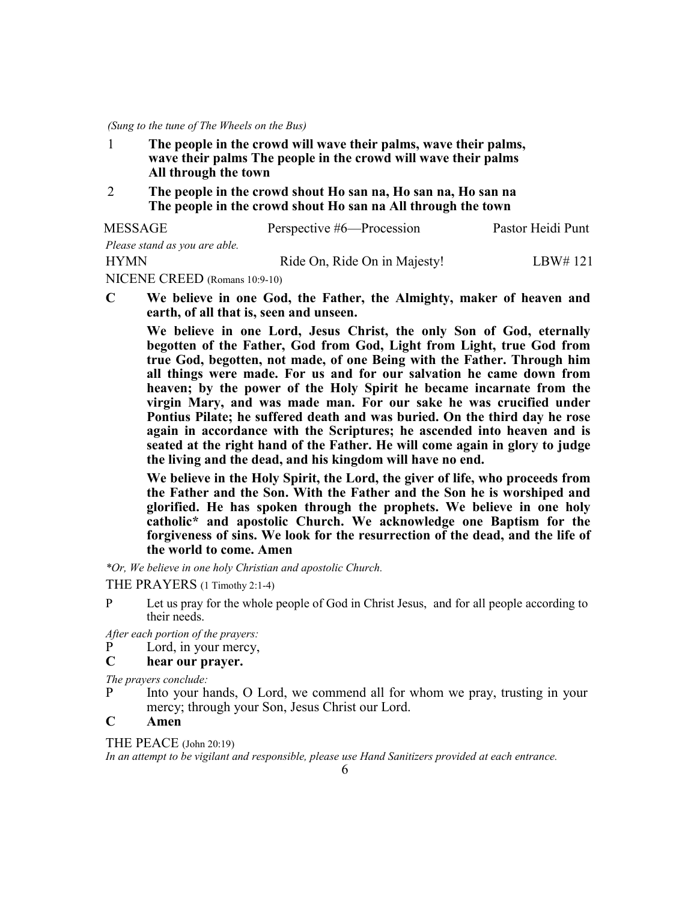*(Sung to the tune of The Wheels on the Bus)*

1 **The people in the crowd will wave their palms, wave their palms, wave their palms The people in the crowd will wave their palms All through the town**

2 **The people in the crowd shout Ho san na, Ho san na, Ho san na The people in the crowd shout Ho san na All through the town**

MESSAGE Perspective #6—Procession Pastor Heidi Punt

*Please stand as you are able.*

HYMN Ride On, Ride On in Majesty! LBW# 121

NICENE CREED (Romans 10:9-10)

**C We believe in one God, the Father, the Almighty, maker of heaven and earth, of all that is, seen and unseen.**

**We believe in one Lord, Jesus Christ, the only Son of God, eternally begotten of the Father, God from God, Light from Light, true God from true God, begotten, not made, of one Being with the Father. Through him all things were made. For us and for our salvation he came down from heaven; by the power of the Holy Spirit he became incarnate from the virgin Mary, and was made man. For our sake he was crucified under Pontius Pilate; he suffered death and was buried. On the third day he rose again in accordance with the Scriptures; he ascended into heaven and is seated at the right hand of the Father. He will come again in glory to judge the living and the dead, and his kingdom will have no end.**

**We believe in the Holy Spirit, the Lord, the giver of life, who proceeds from the Father and the Son. With the Father and the Son he is worshiped and glorified. He has spoken through the prophets. We believe in one holy catholic* and apostolic Church. We acknowledge one Baptism for the forgiveness of sins. We look for the resurrection of the dead, and the life of the world to come. Amen**

*\*Or, We believe in one holy Christian and apostolic Church.*

THE PRAYERS (1 Timothy 2:1-4)

P Let us pray for the whole people of God in Christ Jesus, and for all people according to their needs.

*After each portion of the prayers:*

P Lord, in your mercy,

**C hear our prayer.**

*The prayers conclude:*

P Into your hands, O Lord, we commend all for whom we pray, trusting in your mercy; through your Son, Jesus Christ our Lord.

**C Amen**

THE PEACE (John 20:19)

*In an attempt to be vigilant and responsible, please use Hand Sanitizers provided at each entrance.*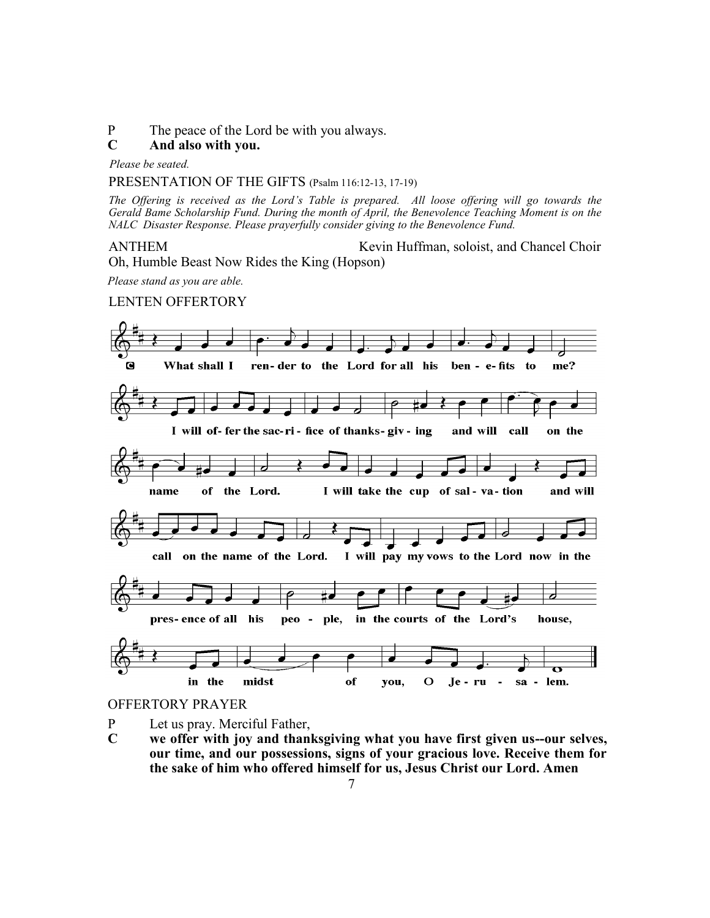P The peace of the Lord be with you always.
**C And also with you.**

*Please be seated.*

PRESENTATION OF THE GIFTS (Psalm 116:12-13, 17-19)

*The Offering is received as the Lord's Table is prepared. All loose offering will go towards the Gerald Bame Scholarship Fund. During the month of April, the Benevolence Teaching Moment is on the NALC Disaster Response. Please prayerfully consider giving to the Benevolence Fund.*

ANTHEM Kevin Huffman, soloist, and Chancel Choir
Oh, Humble Beast Now Rides the King (Hopson)

*Please stand as you are able.*

LENTEN OFFERTORY

**C** What shall I render to the Lord for all his benefits to me? I will offer the sacrifice of thanksgiving and will call on the name of the Lord. I will take the cup of salvation and will call on the name of the Lord. I will pay my vows to the Lord now in the presence of all his people, in the courts of the Lord's house, in the midst of you, O Jerusalem.

OFFERTORY PRAYER

P Let us pray. Merciful Father,
**C we offer with joy and thanksgiving what you have first given us--our selves, our time, and our possessions, signs of your gracious love. Receive them for the sake of him who offered himself for us, Jesus Christ our Lord. Amen**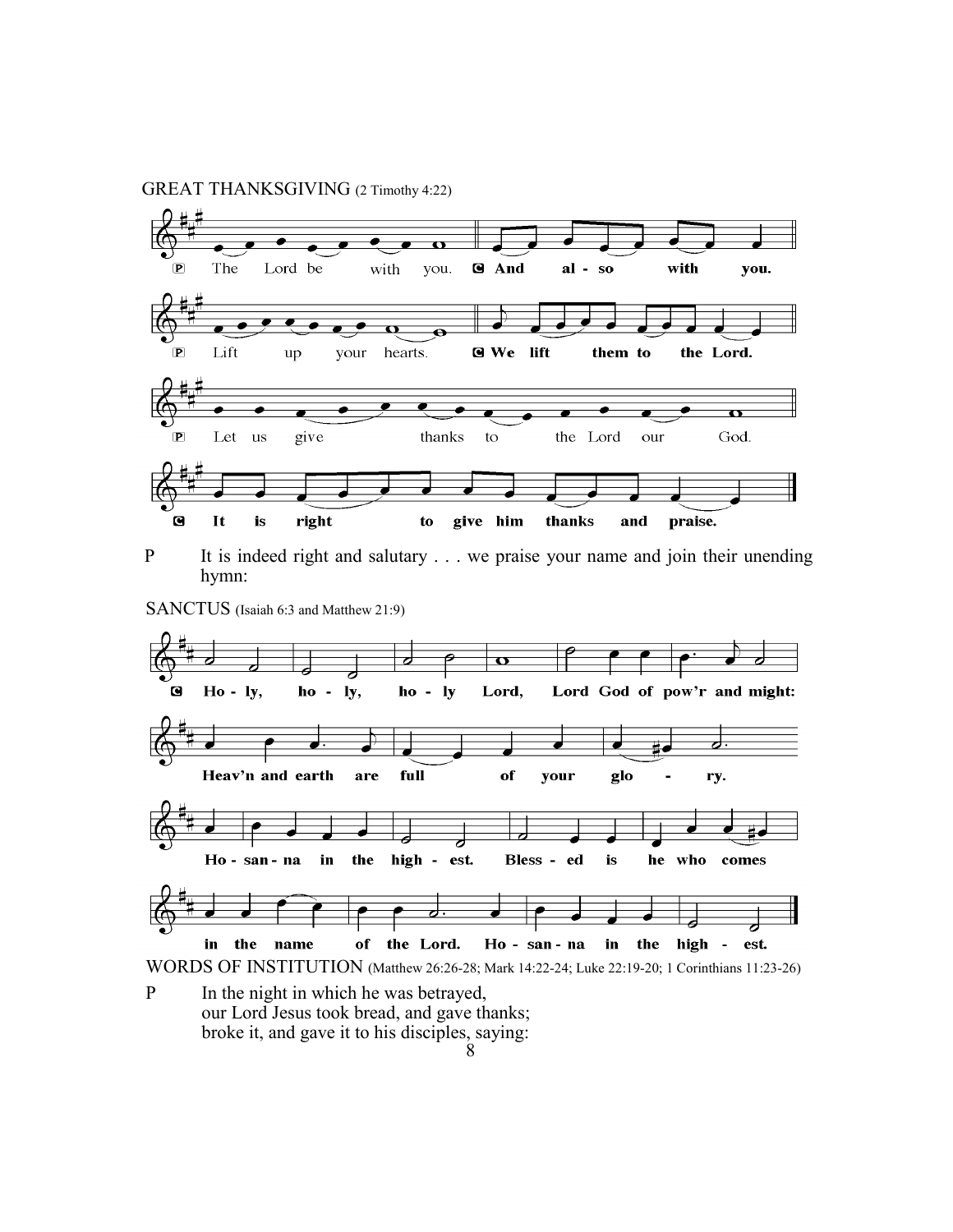GREAT THANKSGIVING (2 Timothy 4:22)

P The Lord be with you. **C And also with you.**

P Lift up your hearts. **C We lift them to the Lord.**

P Let us give thanks to the Lord our God.

**C It is right to give him thanks and praise.**

P It is indeed right and salutary . . . we praise your name and join their unending hymn:

SANCTUS (Isaiah 6:3 and Matthew 21:9)

**C Ho - ly, ho - ly, ho - ly Lord, Lord God of pow'r and might:**
**Heav'n and earth are full of your glo - ry.**
**Ho - san - na in the high - est. Bless - ed is he who comes**
**in the name of the Lord. Ho - san - na in the high - est.**

WORDS OF INSTITUTION (Matthew 26:26-28; Mark 14:22-24; Luke 22:19-20; 1 Corinthians 11:23-26)

P In the night in which he was betrayed,
our Lord Jesus took bread, and gave thanks;
broke it, and gave it to his disciples, saying: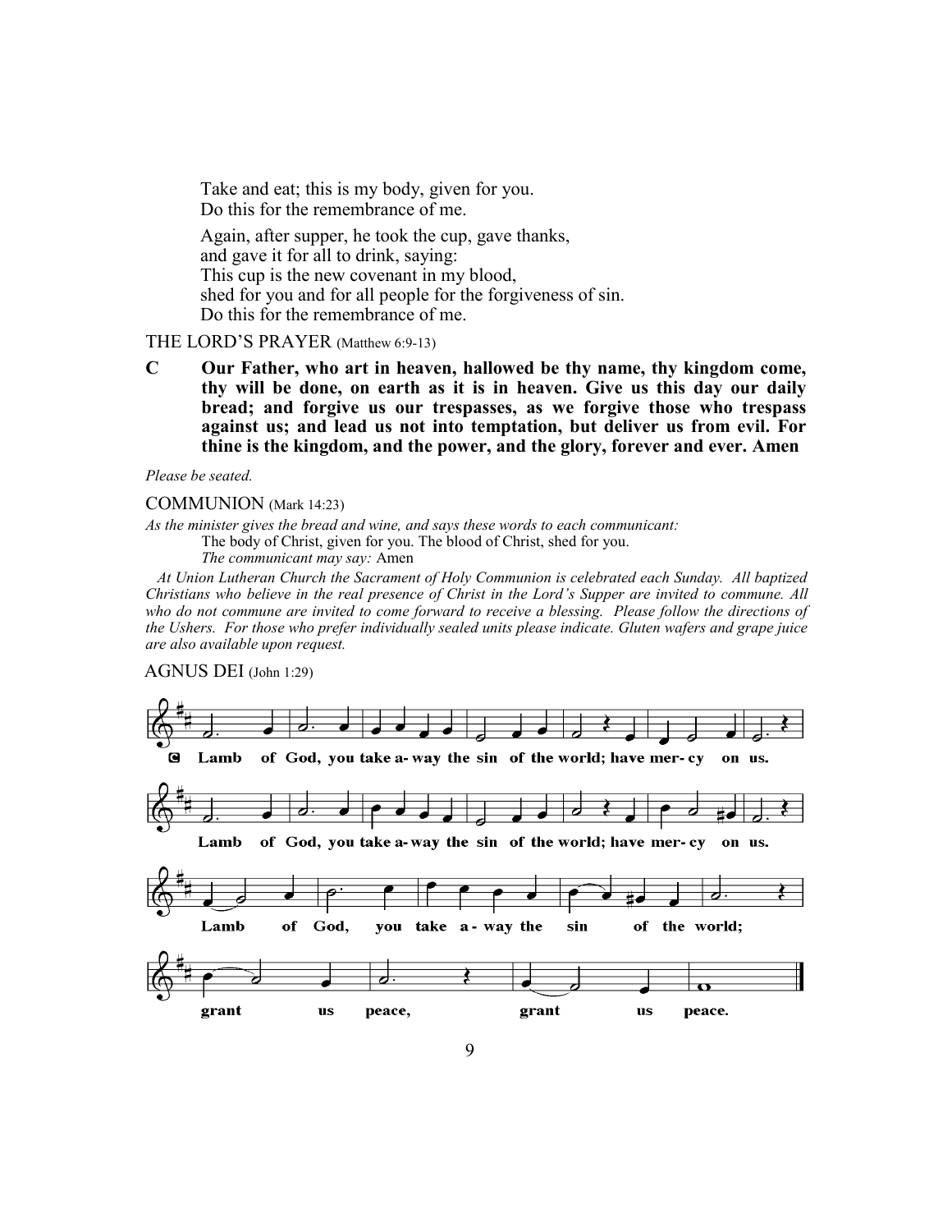Take and eat; this is my body, given for you.
Do this for the remembrance of me.

Again, after supper, he took the cup, gave thanks,
and gave it for all to drink, saying:
This cup is the new covenant in my blood,
shed for you and for all people for the forgiveness of sin.
Do this for the remembrance of me.

THE LORD'S PRAYER (Matthew 6:9-13)

**C Our Father, who art in heaven, hallowed be thy name, thy kingdom come, thy will be done, on earth as it is in heaven. Give us this day our daily bread; and forgive us our trespasses, as we forgive those who trespass against us; and lead us not into temptation, but deliver us from evil. For thine is the kingdom, and the power, and the glory, forever and ever. Amen**

*Please be seated.*

COMMUNION (Mark 14:23)

*As the minister gives the bread and wine, and says these words to each communicant:*

The body of Christ, given for you. The blood of Christ, shed for you.

*The communicant may say:* Amen

*At Union Lutheran Church the Sacrament of Holy Communion is celebrated each Sunday. All baptized Christians who believe in the real presence of Christ in the Lord's Supper are invited to commune. All who do not commune are invited to come forward to receive a blessing. Please follow the directions of the Ushers. For those who prefer individually sealed units please indicate. Gluten wafers and grape juice are also available upon request.*

AGNUS DEI (John 1:29)

**C Lamb of God, you take a-way the sin of the world; have mer-cy on us.**

**Lamb of God, you take a-way the sin of the world; have mer-cy on us.**

**Lamb of God, you take a-way the sin of the world;**

**grant us peace, grant us peace.**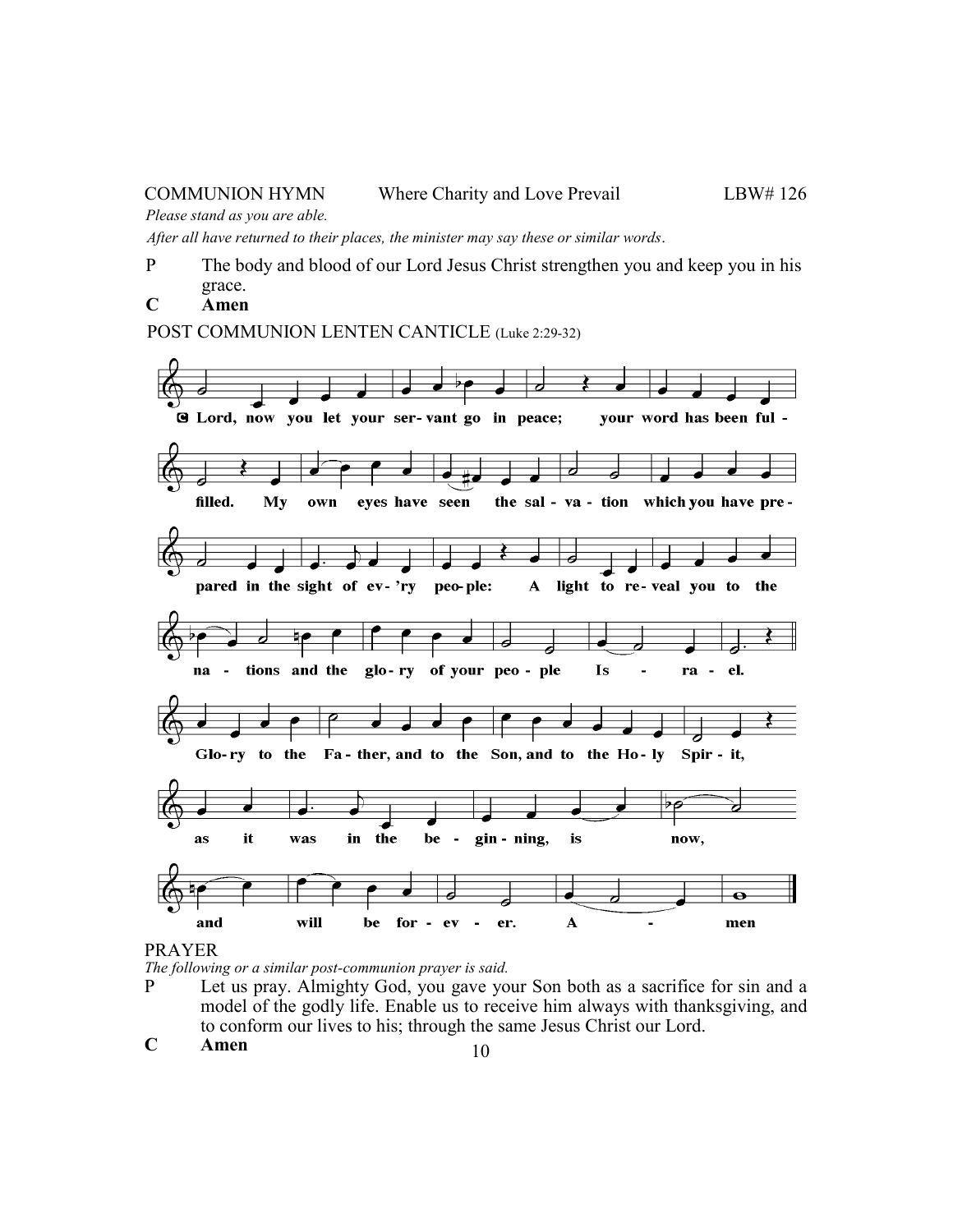COMMUNION HYMN Where Charity and Love Prevail LBW# 126

*Please stand as you are able.*

*After all have returned to their places, the minister may say these or similar words.*

P The body and blood of our Lord Jesus Christ strengthen you and keep you in his grace.

**C Amen**

POST COMMUNION LENTEN CANTICLE (Luke 2:29-32)

**C Lord, now you let your servant go in peace; your word has been fulfilled. My own eyes have seen the salvation which you have prepared in the sight of ev'ry people: A light to reveal you to the nations and the glory of your people Israel.**

**Glory to the Father, and to the Son, and to the Holy Spirit, as it was in the beginning, is now, and will be forever. Amen**

PRAYER

*The following or a similar post-communion prayer is said.*

P Let us pray. Almighty God, you gave your Son both as a sacrifice for sin and a model of the godly life. Enable us to receive him always with thanksgiving, and to conform our lives to his; through the same Jesus Christ our Lord.

**C Amen**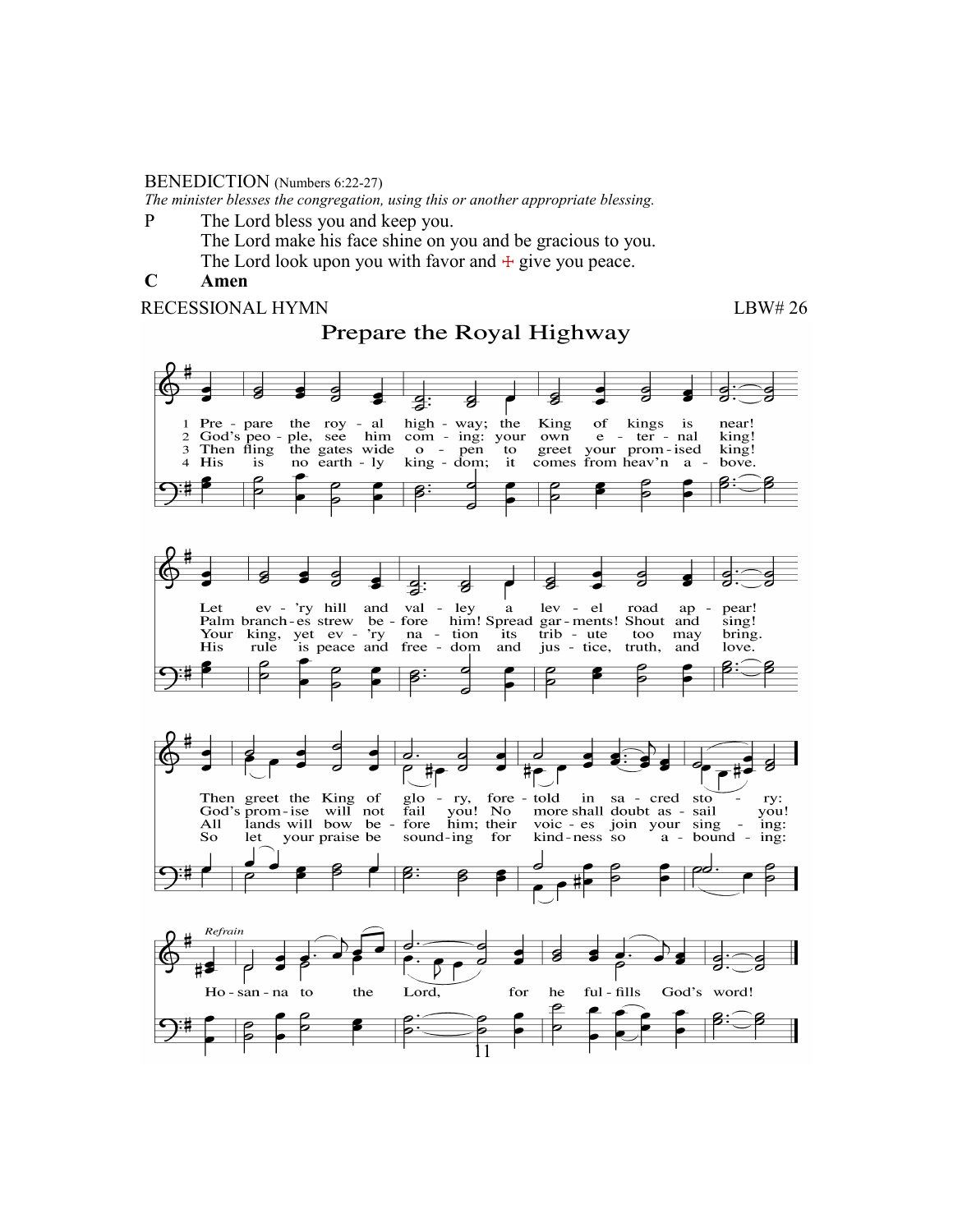BENEDICTION (Numbers 6:22-27)

*The minister blesses the congregation, using this or another appropriate blessing.*

P The Lord bless you and keep you.
The Lord make his face shine on you and be gracious to you.
The Lord look upon you with favor and ☩ give you peace.

**C Amen**

RECESSIONAL HYMN LBW# 26

## Prepare the Royal Highway

1 Prepare the royal highway; the King of kings is near!
Let every hill and valley a level road appear!
Then greet the King of glory, foretold in sacred story:

2 God's people, see him coming: your own eternal king!
Palm branches strew before him! Spread garments! Shout and sing!
God's promise will not fail you! No more shall doubt assail you!

3 Then fling the gates wide open to greet your promised king!
Your king, yet every nation its tribute too may bring.
All lands will bow before him; their voices join your singing:

4 His is no earthly kingdom; it comes from heav'n above.
His rule is peace and freedom and justice, truth, and love.
So let your praise be sounding for kindness so abounding:

*Refrain*
Hosanna to the Lord, for he fulfills God's word!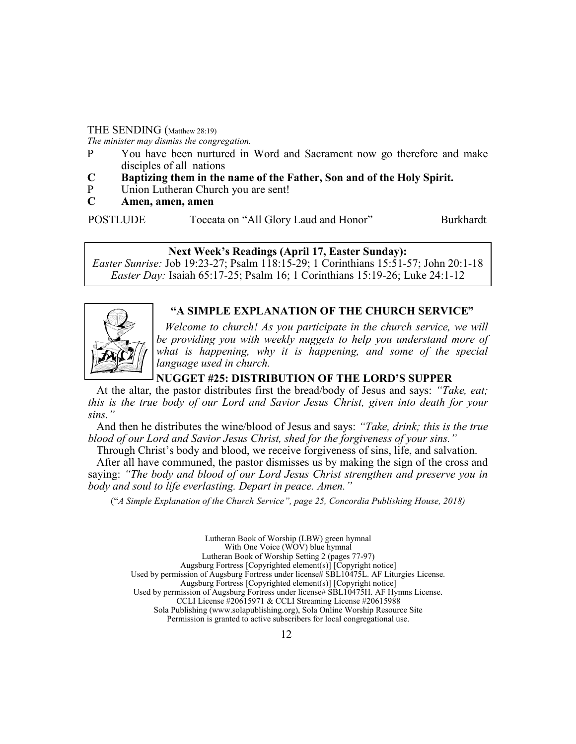THE SENDING (Matthew 28:19)

*The minister may dismiss the congregation.*

P You have been nurtured in Word and Sacrament now go therefore and make disciples of all nations

**C Baptizing them in the name of the Father, Son and of the Holy Spirit.**

P Union Lutheran Church you are sent!

**C Amen, amen, amen**

POSTLUDE Toccata on "All Glory Laud and Honor" Burkhardt

**Next Week's Readings (April 17, Easter Sunday):**

*Easter Sunrise:* Job 19:23-27; Psalm 118:15-29; 1 Corinthians 15:51-57; John 20:1-18

*Easter Day:* Isaiah 65:17-25; Psalm 16; 1 Corinthians 15:19-26; Luke 24:1-12

**"A SIMPLE EXPLANATION OF THE CHURCH SERVICE"**

*Welcome to church! As you participate in the church service, we will be providing you with weekly nuggets to help you understand more of what is happening, why it is happening, and some of the special language used in church.*

**NUGGET #25: DISTRIBUTION OF THE LORD'S SUPPER**

At the altar, the pastor distributes first the bread/body of Jesus and says: *"Take, eat; this is the true body of our Lord and Savior Jesus Christ, given into death for your sins."*

And then he distributes the wine/blood of Jesus and says: *"Take, drink; this is the true blood of our Lord and Savior Jesus Christ, shed for the forgiveness of your sins."*

Through Christ's body and blood, we receive forgiveness of sins, life, and salvation.

After all have communed, the pastor dismisses us by making the sign of the cross and saying: *"The body and blood of our Lord Jesus Christ strengthen and preserve you in body and soul to life everlasting. Depart in peace. Amen."*

("*A Simple Explanation of the Church Service", page 25, Concordia Publishing House, 2018)*

Lutheran Book of Worship (LBW) green hymnal
With One Voice (WOV) blue hymnal
Lutheran Book of Worship Setting 2 (pages 77-97)
Augsburg Fortress [Copyrighted element(s)] [Copyright notice]
Used by permission of Augsburg Fortress under license# SBL10475L. AF Liturgies License.
Augsburg Fortress [Copyrighted element(s)] [Copyright notice]
Used by permission of Augsburg Fortress under license# SBL10475H. AF Hymns License.
CCLI License #20615971 & CCLI Streaming License #20615988
Sola Publishing (www.solapublishing.org), Sola Online Worship Resource Site
Permission is granted to active subscribers for local congregational use.